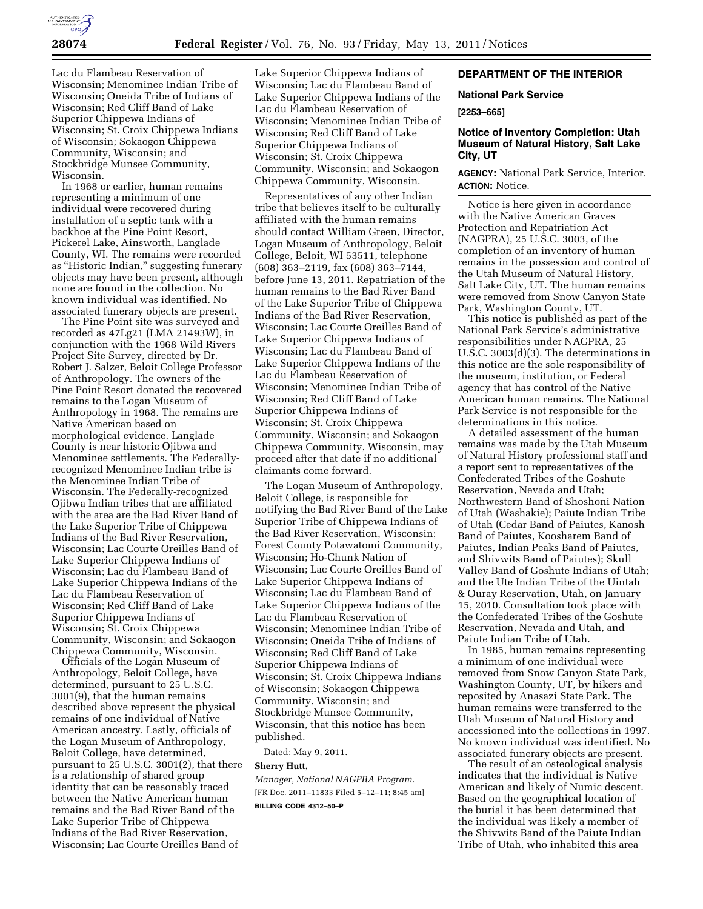Lac du Flambeau Reservation of Wisconsin; Menominee Indian Tribe of Wisconsin; Oneida Tribe of Indians of Wisconsin; Red Cliff Band of Lake Superior Chippewa Indians of Wisconsin; St. Croix Chippewa Indians of Wisconsin; Sokaogon Chippewa Community, Wisconsin; and Stockbridge Munsee Community, Wisconsin.

In 1968 or earlier, human remains representing a minimum of one individual were recovered during installation of a septic tank with a backhoe at the Pine Point Resort, Pickerel Lake, Ainsworth, Langlade County, WI. The remains were recorded as "Historic Indian," suggesting funerary objects may have been present, although none are found in the collection. No known individual was identified. No associated funerary objects are present.

The Pine Point site was surveyed and recorded as 47Lg21 (LMA 21493W), in conjunction with the 1968 Wild Rivers Project Site Survey, directed by Dr. Robert J. Salzer, Beloit College Professor of Anthropology. The owners of the Pine Point Resort donated the recovered remains to the Logan Museum of Anthropology in 1968. The remains are Native American based on morphological evidence. Langlade County is near historic Ojibwa and Menominee settlements. The Federally-recognized Menominee Indian tribe is the Menominee Indian Tribe of Wisconsin. The Federally-recognized Ojibwa Indian tribes that are affiliated with the area are the Bad River Band of the Lake Superior Tribe of Chippewa Indians of the Bad River Reservation, Wisconsin; Lac Courte Oreilles Band of Lake Superior Chippewa Indians of Wisconsin; Lac du Flambeau Band of Lake Superior Chippewa Indians of the Lac du Flambeau Reservation of Wisconsin; Red Cliff Band of Lake Superior Chippewa Indians of Wisconsin; St. Croix Chippewa Community, Wisconsin; and Sokaogon Chippewa Community, Wisconsin.

Officials of the Logan Museum of Anthropology, Beloit College, have determined, pursuant to 25 U.S.C. 3001(9), that the human remains described above represent the physical remains of one individual of Native American ancestry. Lastly, officials of the Logan Museum of Anthropology, Beloit College, have determined, pursuant to 25 U.S.C. 3001(2), that there is a relationship of shared group identity that can be reasonably traced between the Native American human remains and the Bad River Band of the Lake Superior Tribe of Chippewa Indians of the Bad River Reservation, Wisconsin; Lac Courte Oreilles Band of Lake Superior Chippewa Indians of Wisconsin; Lac du Flambeau Band of Lake Superior Chippewa Indians of the Lac du Flambeau Reservation of Wisconsin; Menominee Indian Tribe of Wisconsin; Red Cliff Band of Lake Superior Chippewa Indians of Wisconsin; St. Croix Chippewa Community, Wisconsin; and Sokaogon Chippewa Community, Wisconsin.

Representatives of any other Indian tribe that believes itself to be culturally affiliated with the human remains should contact William Green, Director, Logan Museum of Anthropology, Beloit College, Beloit, WI 53511, telephone (608) 363–2119, fax (608) 363–7144, before June 13, 2011. Repatriation of the human remains to the Bad River Band of the Lake Superior Tribe of Chippewa Indians of the Bad River Reservation, Wisconsin; Lac Courte Oreilles Band of Lake Superior Chippewa Indians of Wisconsin; Lac du Flambeau Band of Lake Superior Chippewa Indians of the Lac du Flambeau Reservation of Wisconsin; Menominee Indian Tribe of Wisconsin; Red Cliff Band of Lake Superior Chippewa Indians of Wisconsin; St. Croix Chippewa Community, Wisconsin; and Sokaogon Chippewa Community, Wisconsin, may proceed after that date if no additional claimants come forward.

The Logan Museum of Anthropology, Beloit College, is responsible for notifying the Bad River Band of the Lake Superior Tribe of Chippewa Indians of the Bad River Reservation, Wisconsin; Forest County Potawatomi Community, Wisconsin; Ho-Chunk Nation of Wisconsin; Lac Courte Oreilles Band of Lake Superior Chippewa Indians of Wisconsin; Lac du Flambeau Band of Lake Superior Chippewa Indians of the Lac du Flambeau Reservation of Wisconsin; Menominee Indian Tribe of Wisconsin; Oneida Tribe of Indians of Wisconsin; Red Cliff Band of Lake Superior Chippewa Indians of Wisconsin; St. Croix Chippewa Indians of Wisconsin; Sokaogon Chippewa Community, Wisconsin; and Stockbridge Munsee Community, Wisconsin, that this notice has been published.

Dated: May 9, 2011.

**Sherry Hutt,**

*Manager, National NAGPRA Program.*

[FR Doc. 2011–11833 Filed 5–12–11; 8:45 am]

**BILLING CODE 4312–50–P**

## DEPARTMENT OF THE INTERIOR

### National Park Service

**[2253–665]**

### Notice of Inventory Completion: Utah Museum of Natural History, Salt Lake City, UT

**AGENCY:** National Park Service, Interior.

**ACTION:** Notice.

Notice is here given in accordance with the Native American Graves Protection and Repatriation Act (NAGPRA), 25 U.S.C. 3003, of the completion of an inventory of human remains in the possession and control of the Utah Museum of Natural History, Salt Lake City, UT. The human remains were removed from Snow Canyon State Park, Washington County, UT.

This notice is published as part of the National Park Service's administrative responsibilities under NAGPRA, 25 U.S.C. 3003(d)(3). The determinations in this notice are the sole responsibility of the museum, institution, or Federal agency that has control of the Native American human remains. The National Park Service is not responsible for the determinations in this notice.

A detailed assessment of the human remains was made by the Utah Museum of Natural History professional staff and a report sent to representatives of the Confederated Tribes of the Goshute Reservation, Nevada and Utah; Northwestern Band of Shoshoni Nation of Utah (Washakie); Paiute Indian Tribe of Utah (Cedar Band of Paiutes, Kanosh Band of Paiutes, Koosharem Band of Paiutes, Indian Peaks Band of Paiutes, and Shivwits Band of Paiutes); Skull Valley Band of Goshute Indians of Utah; and the Ute Indian Tribe of the Uintah & Ouray Reservation, Utah, on January 15, 2010. Consultation took place with the Confederated Tribes of the Goshute Reservation, Nevada and Utah, and Paiute Indian Tribe of Utah.

In 1985, human remains representing a minimum of one individual were removed from Snow Canyon State Park, Washington County, UT, by hikers and reposited by Anasazi State Park. The human remains were transferred to the Utah Museum of Natural History and accessioned into the collections in 1997. No known individual was identified. No associated funerary objects are present.

The result of an osteological analysis indicates that the individual is Native American and likely of Numic descent. Based on the geographical location of the burial it has been determined that the individual was likely a member of the Shivwits Band of the Paiute Indian Tribe of Utah, who inhabited this area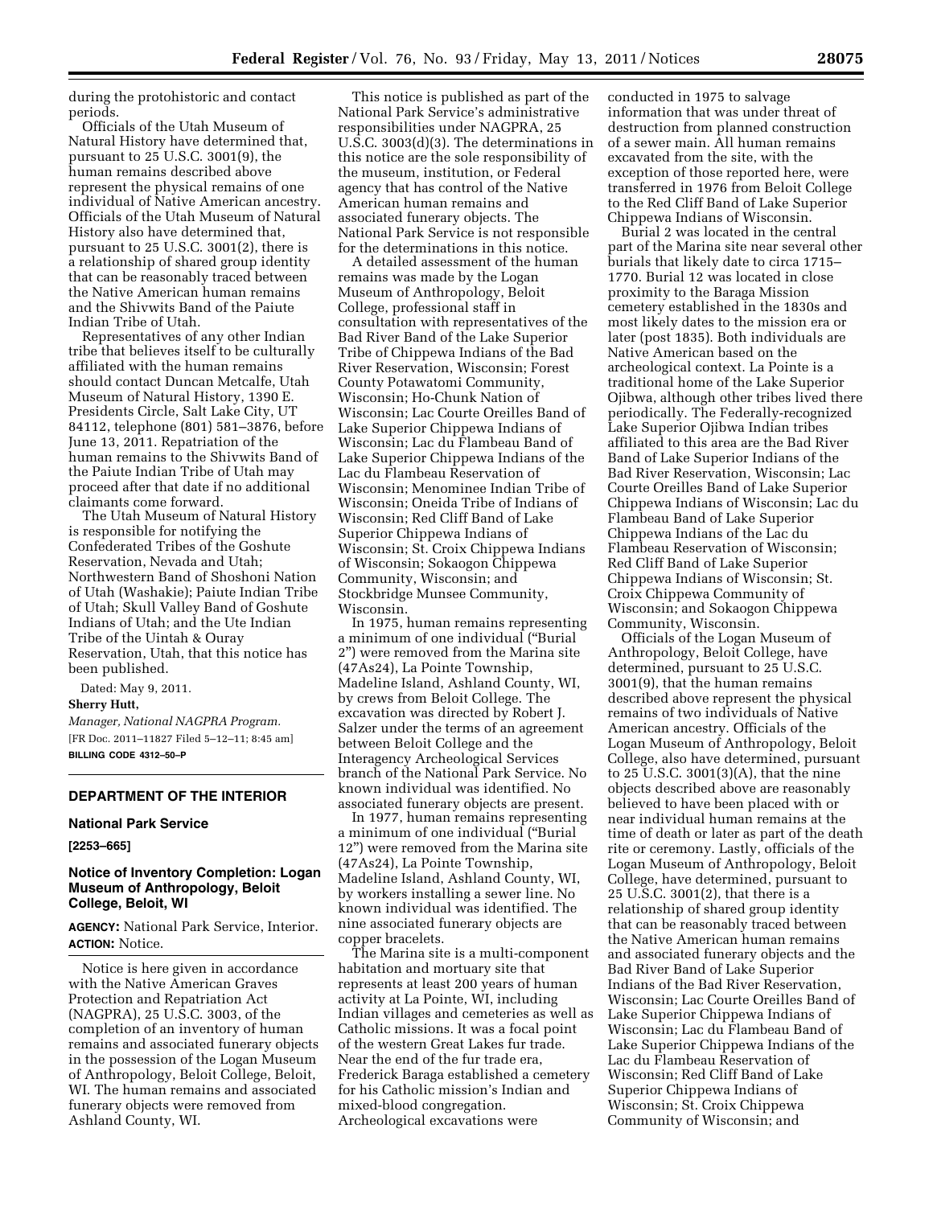during the protohistoric and contact periods.

Officials of the Utah Museum of Natural History have determined that, pursuant to 25 U.S.C. 3001(9), the human remains described above represent the physical remains of one individual of Native American ancestry. Officials of the Utah Museum of Natural History also have determined that, pursuant to 25 U.S.C. 3001(2), there is a relationship of shared group identity that can be reasonably traced between the Native American human remains and the Shivwits Band of the Paiute Indian Tribe of Utah.

Representatives of any other Indian tribe that believes itself to be culturally affiliated with the human remains should contact Duncan Metcalfe, Utah Museum of Natural History, 1390 E. Presidents Circle, Salt Lake City, UT 84112, telephone (801) 581–3876, before June 13, 2011. Repatriation of the human remains to the Shivwits Band of the Paiute Indian Tribe of Utah may proceed after that date if no additional claimants come forward.

The Utah Museum of Natural History is responsible for notifying the Confederated Tribes of the Goshute Reservation, Nevada and Utah; Northwestern Band of Shoshoni Nation of Utah (Washakie); Paiute Indian Tribe of Utah; Skull Valley Band of Goshute Indians of Utah; and the Ute Indian Tribe of the Uintah & Ouray Reservation, Utah, that this notice has been published.

Dated: May 9, 2011.

**Sherry Hutt,**

*Manager, National NAGPRA Program.*

[FR Doc. 2011–11827 Filed 5–12–11; 8:45 am]

**BILLING CODE 4312–50–P**

## DEPARTMENT OF THE INTERIOR

### National Park Service

**[2253–665]**

### Notice of Inventory Completion: Logan Museum of Anthropology, Beloit College, Beloit, WI

**AGENCY:** National Park Service, Interior.

**ACTION:** Notice.

Notice is here given in accordance with the Native American Graves Protection and Repatriation Act (NAGPRA), 25 U.S.C. 3003, of the completion of an inventory of human remains and associated funerary objects in the possession of the Logan Museum of Anthropology, Beloit College, Beloit, WI. The human remains and associated funerary objects were removed from Ashland County, WI.

This notice is published as part of the National Park Service's administrative responsibilities under NAGPRA, 25 U.S.C. 3003(d)(3). The determinations in this notice are the sole responsibility of the museum, institution, or Federal agency that has control of the Native American human remains and associated funerary objects. The National Park Service is not responsible for the determinations in this notice.

A detailed assessment of the human remains was made by the Logan Museum of Anthropology, Beloit College, professional staff in consultation with representatives of the Bad River Band of the Lake Superior Tribe of Chippewa Indians of the Bad River Reservation, Wisconsin; Forest County Potawatomi Community, Wisconsin; Ho-Chunk Nation of Wisconsin; Lac Courte Oreilles Band of Lake Superior Chippewa Indians of Wisconsin; Lac du Flambeau Band of Lake Superior Chippewa Indians of the Lac du Flambeau Reservation of Wisconsin; Menominee Indian Tribe of Wisconsin; Oneida Tribe of Indians of Wisconsin; Red Cliff Band of Lake Superior Chippewa Indians of Wisconsin; St. Croix Chippewa Indians of Wisconsin; Sokaogon Chippewa Community, Wisconsin; and Stockbridge Munsee Community, Wisconsin.

In 1975, human remains representing a minimum of one individual ("Burial 2") were removed from the Marina site (47As24), La Pointe Township, Madeline Island, Ashland County, WI, by crews from Beloit College. The excavation was directed by Robert J. Salzer under the terms of an agreement between Beloit College and the Interagency Archeological Services branch of the National Park Service. No known individual was identified. No associated funerary objects are present.

In 1977, human remains representing a minimum of one individual ("Burial 12") were removed from the Marina site (47As24), La Pointe Township, Madeline Island, Ashland County, WI, by workers installing a sewer line. No known individual was identified. The nine associated funerary objects are copper bracelets.

The Marina site is a multi-component habitation and mortuary site that represents at least 200 years of human activity at La Pointe, WI, including Indian villages and cemeteries as well as Catholic missions. It was a focal point of the western Great Lakes fur trade. Near the end of the fur trade era, Frederick Baraga established a cemetery for his Catholic mission's Indian and mixed-blood congregation. Archeological excavations were conducted in 1975 to salvage information that was under threat of destruction from planned construction of a sewer main. All human remains excavated from the site, with the exception of those reported here, were transferred in 1976 from Beloit College to the Red Cliff Band of Lake Superior Chippewa Indians of Wisconsin.

Burial 2 was located in the central part of the Marina site near several other burials that likely date to circa 1715–1770. Burial 12 was located in close proximity to the Baraga Mission cemetery established in the 1830s and most likely dates to the mission era or later (post 1835). Both individuals are Native American based on the archeological context. La Pointe is a traditional home of the Lake Superior Ojibwa, although other tribes lived there periodically. The Federally-recognized Lake Superior Ojibwa Indian tribes affiliated to this area are the Bad River Band of Lake Superior Indians of the Bad River Reservation, Wisconsin; Lac Courte Oreilles Band of Lake Superior Chippewa Indians of Wisconsin; Lac du Flambeau Band of Lake Superior Chippewa Indians of the Lac du Flambeau Reservation of Wisconsin; Red Cliff Band of Lake Superior Chippewa Indians of Wisconsin; St. Croix Chippewa Community of Wisconsin; and Sokaogon Chippewa Community, Wisconsin.

Officials of the Logan Museum of Anthropology, Beloit College, have determined, pursuant to 25 U.S.C. 3001(9), that the human remains described above represent the physical remains of two individuals of Native American ancestry. Officials of the Logan Museum of Anthropology, Beloit College, also have determined, pursuant to 25 U.S.C. 3001(3)(A), that the nine objects described above are reasonably believed to have been placed with or near individual human remains at the time of death or later as part of the death rite or ceremony. Lastly, officials of the Logan Museum of Anthropology, Beloit College, have determined, pursuant to 25 U.S.C. 3001(2), that there is a relationship of shared group identity that can be reasonably traced between the Native American human remains and associated funerary objects and the Bad River Band of Lake Superior Indians of the Bad River Reservation, Wisconsin; Lac Courte Oreilles Band of Lake Superior Chippewa Indians of Wisconsin; Lac du Flambeau Band of Lake Superior Chippewa Indians of the Lac du Flambeau Reservation of Wisconsin; Red Cliff Band of Lake Superior Chippewa Indians of Wisconsin; St. Croix Chippewa Community of Wisconsin; and